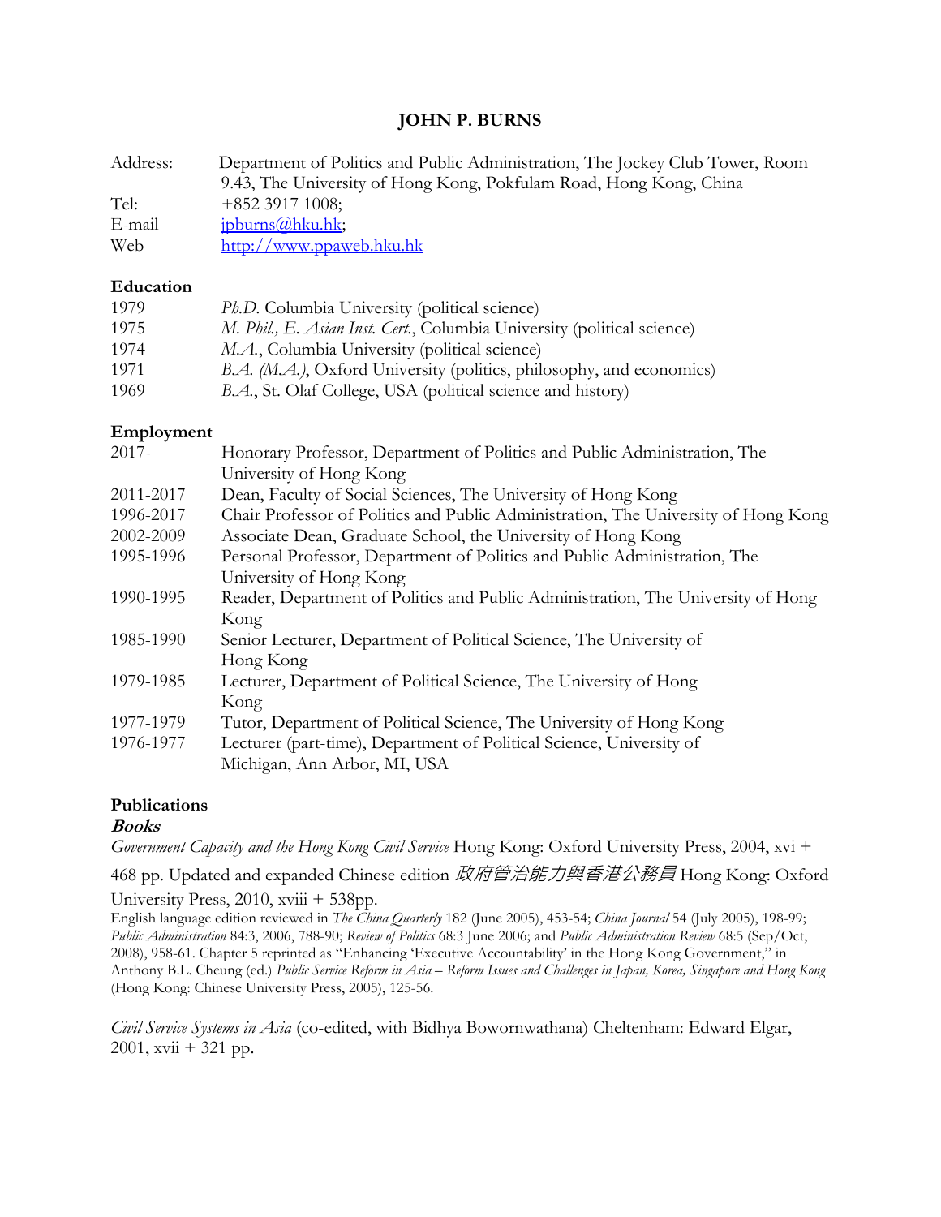# JOHN P. BURNS

| | |
|---|---|
| Address: | Department of Politics and Public Administration, The Jockey Club Tower, Room 9.43, The University of Hong Kong, Pokfulam Road, Hong Kong, China |
| Tel: | +852 3917 1008; |
| E-mail | jpburns@hku.hk; |
| Web | http://www.ppaweb.hku.hk |

## Education

| | |
|---|---|
| 1979 | *Ph.D.* Columbia University (political science) |
| 1975 | *M. Phil., E. Asian Inst. Cert.*, Columbia University (political science) |
| 1974 | *M.A.*, Columbia University (political science) |
| 1971 | *B.A. (M.A.)*, Oxford University (politics, philosophy, and economics) |
| 1969 | *B.A.*, St. Olaf College, USA (political science and history) |

## Employment

| | |
|---|---|
| 2017- | Honorary Professor, Department of Politics and Public Administration, The University of Hong Kong |
| 2011-2017 | Dean, Faculty of Social Sciences, The University of Hong Kong |
| 1996-2017 | Chair Professor of Politics and Public Administration, The University of Hong Kong |
| 2002-2009 | Associate Dean, Graduate School, the University of Hong Kong |
| 1995-1996 | Personal Professor, Department of Politics and Public Administration, The University of Hong Kong |
| 1990-1995 | Reader, Department of Politics and Public Administration, The University of Hong Kong |
| 1985-1990 | Senior Lecturer, Department of Political Science, The University of Hong Kong |
| 1979-1985 | Lecturer, Department of Political Science, The University of Hong Kong |
| 1977-1979 | Tutor, Department of Political Science, The University of Hong Kong |
| 1976-1977 | Lecturer (part-time), Department of Political Science, University of Michigan, Ann Arbor, MI, USA |

## Publications

### *Books*

*Government Capacity and the Hong Kong Civil Service* Hong Kong: Oxford University Press, 2004, xvi + 468 pp. Updated and expanded Chinese edition *政府管治能力與香港公務員* Hong Kong: Oxford University Press, 2010, xviii + 538pp.

English language edition reviewed in *The China Quarterly* 182 (June 2005), 453-54; *China Journal* 54 (July 2005), 198-99; *Public Administration* 84:3, 2006, 788-90; *Review of Politics* 68:3 June 2006; and *Public Administration Review* 68:5 (Sep/Oct, 2008), 958-61. Chapter 5 reprinted as "Enhancing 'Executive Accountability' in the Hong Kong Government," in Anthony B.L. Cheung (ed.) *Public Service Reform in Asia – Reform Issues and Challenges in Japan, Korea, Singapore and Hong Kong* (Hong Kong: Chinese University Press, 2005), 125-56.

*Civil Service Systems in Asia* (co-edited, with Bidhya Bowornwathana) Cheltenham: Edward Elgar, 2001, xvii + 321 pp.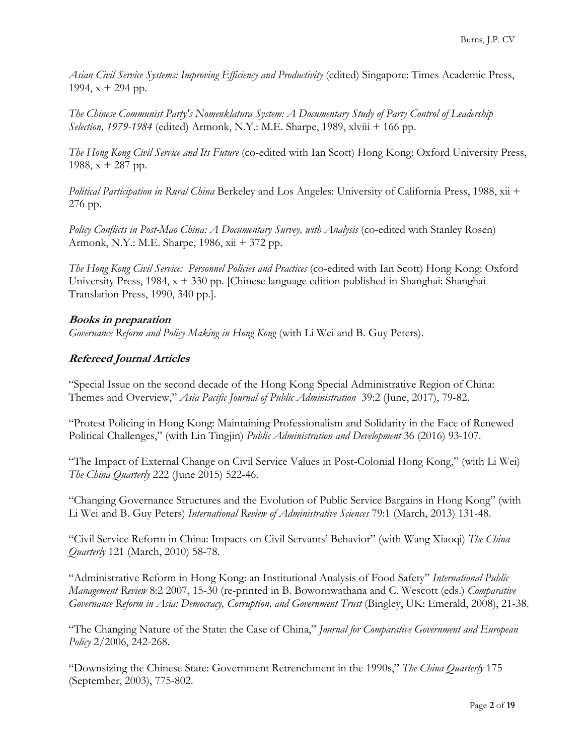*Asian Civil Service Systems: Improving Efficiency and Productivity* (edited) Singapore: Times Academic Press, 1994, x + 294 pp.

*The Chinese Communist Party's Nomenklatura System: A Documentary Study of Party Control of Leadership Selection, 1979-1984* (edited) Armonk, N.Y.: M.E. Sharpe, 1989, xlviii + 166 pp.

*The Hong Kong Civil Service and Its Future* (co-edited with Ian Scott) Hong Kong: Oxford University Press, 1988, x + 287 pp.

*Political Participation in Rural China* Berkeley and Los Angeles: University of California Press, 1988, xii + 276 pp.

*Policy Conflicts in Post-Mao China: A Documentary Survey, with Analysis* (co-edited with Stanley Rosen) Armonk, N.Y.: M.E. Sharpe, 1986, xii + 372 pp.

*The Hong Kong Civil Service: Personnel Policies and Practices* (co-edited with Ian Scott) Hong Kong: Oxford University Press, 1984, x + 330 pp. [Chinese language edition published in Shanghai: Shanghai Translation Press, 1990, 340 pp.].

### Books in preparation

*Governance Reform and Policy Making in Hong Kong* (with Li Wei and B. Guy Peters).

### Refereed Journal Articles

"Special Issue on the second decade of the Hong Kong Special Administrative Region of China: Themes and Overview," *Asia Pacific Journal of Public Administration* 39:2 (June, 2017), 79-82.

"Protest Policing in Hong Kong: Maintaining Professionalism and Solidarity in the Face of Renewed Political Challenges," (with Lin Tingjin) *Public Administration and Development* 36 (2016) 93-107.

"The Impact of External Change on Civil Service Values in Post-Colonial Hong Kong," (with Li Wei) *The China Quarterly* 222 (June 2015) 522-46.

"Changing Governance Structures and the Evolution of Public Service Bargains in Hong Kong" (with Li Wei and B. Guy Peters) *International Review of Administrative Sciences* 79:1 (March, 2013) 131-48.

"Civil Service Reform in China: Impacts on Civil Servants' Behavior" (with Wang Xiaoqi) *The China Quarterly* 121 (March, 2010) 58-78.

"Administrative Reform in Hong Kong: an Institutional Analysis of Food Safety" *International Public Management Review* 8:2 2007, 15-30 (re-printed in B. Bowornwathana and C. Wescott (eds.) *Comparative Governance Reform in Asia: Democracy, Corruption, and Government Trust* (Bingley, UK: Emerald, 2008), 21-38.

"The Changing Nature of the State: the Case of China," *Journal for Comparative Government and European Policy* 2/2006, 242-268.

"Downsizing the Chinese State: Government Retrenchment in the 1990s," *The China Quarterly* 175 (September, 2003), 775-802.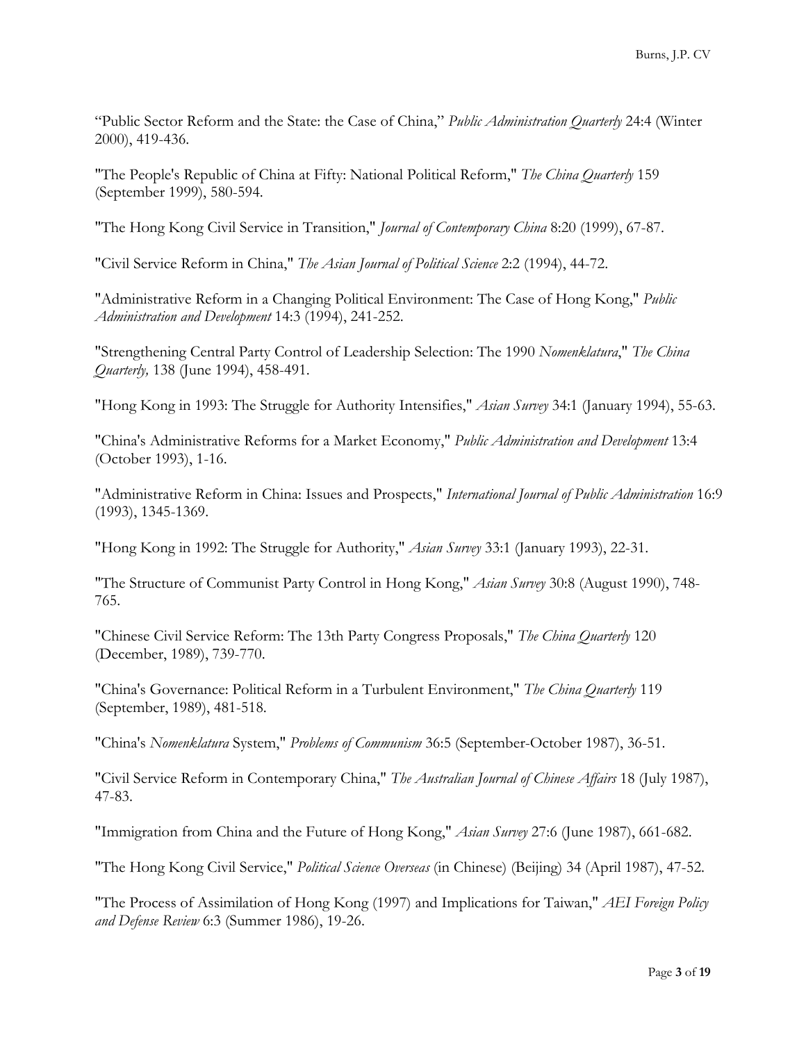"Public Sector Reform and the State: the Case of China," *Public Administration Quarterly* 24:4 (Winter 2000), 419-436.

"The People's Republic of China at Fifty: National Political Reform," *The China Quarterly* 159 (September 1999), 580-594.

"The Hong Kong Civil Service in Transition," *Journal of Contemporary China* 8:20 (1999), 67-87.

"Civil Service Reform in China," *The Asian Journal of Political Science* 2:2 (1994), 44-72.

"Administrative Reform in a Changing Political Environment: The Case of Hong Kong," *Public Administration and Development* 14:3 (1994), 241-252.

"Strengthening Central Party Control of Leadership Selection: The 1990 *Nomenklatura*," *The China Quarterly,* 138 (June 1994), 458-491.

"Hong Kong in 1993: The Struggle for Authority Intensifies," *Asian Survey* 34:1 (January 1994), 55-63.

"China's Administrative Reforms for a Market Economy," *Public Administration and Development* 13:4 (October 1993), 1-16.

"Administrative Reform in China: Issues and Prospects," *International Journal of Public Administration* 16:9 (1993), 1345-1369.

"Hong Kong in 1992: The Struggle for Authority," *Asian Survey* 33:1 (January 1993), 22-31.

"The Structure of Communist Party Control in Hong Kong," *Asian Survey* 30:8 (August 1990), 748-765.

"Chinese Civil Service Reform: The 13th Party Congress Proposals," *The China Quarterly* 120 (December, 1989), 739-770.

"China's Governance: Political Reform in a Turbulent Environment," *The China Quarterly* 119 (September, 1989), 481-518.

"China's *Nomenklatura* System," *Problems of Communism* 36:5 (September-October 1987), 36-51.

"Civil Service Reform in Contemporary China," *The Australian Journal of Chinese Affairs* 18 (July 1987), 47-83.

"Immigration from China and the Future of Hong Kong," *Asian Survey* 27:6 (June 1987), 661-682.

"The Hong Kong Civil Service," *Political Science Overseas* (in Chinese) (Beijing) 34 (April 1987), 47-52.

"The Process of Assimilation of Hong Kong (1997) and Implications for Taiwan," *AEI Foreign Policy and Defense Review* 6:3 (Summer 1986), 19-26.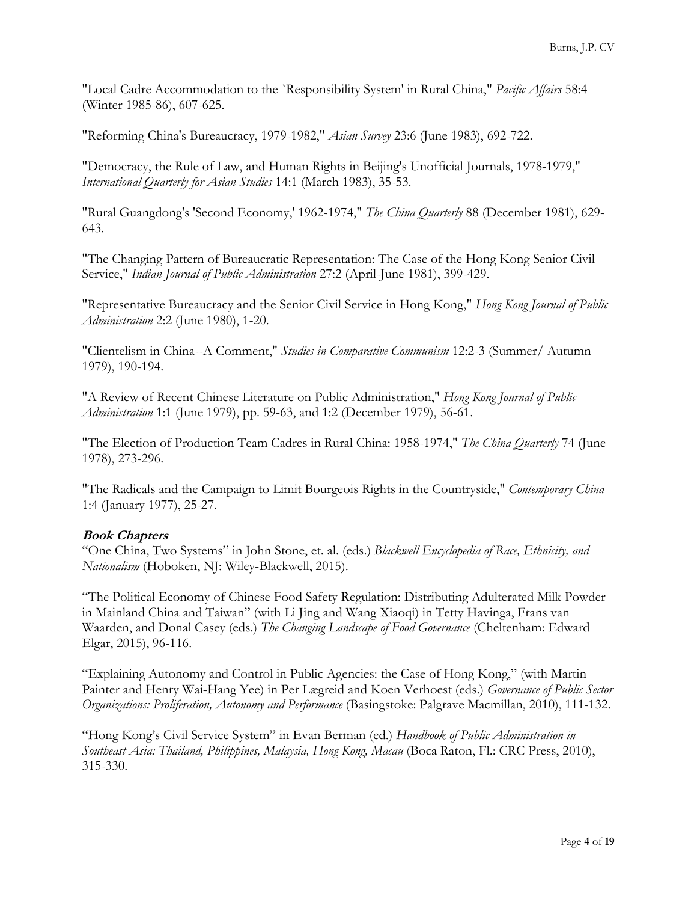"Local Cadre Accommodation to the `Responsibility System' in Rural China," *Pacific Affairs* 58:4 (Winter 1985-86), 607-625.

"Reforming China's Bureaucracy, 1979-1982," *Asian Survey* 23:6 (June 1983), 692-722.

"Democracy, the Rule of Law, and Human Rights in Beijing's Unofficial Journals, 1978-1979," *International Quarterly for Asian Studies* 14:1 (March 1983), 35-53.

"Rural Guangdong's 'Second Economy,' 1962-1974," *The China Quarterly* 88 (December 1981), 629-643.

"The Changing Pattern of Bureaucratic Representation: The Case of the Hong Kong Senior Civil Service," *Indian Journal of Public Administration* 27:2 (April-June 1981), 399-429.

"Representative Bureaucracy and the Senior Civil Service in Hong Kong," *Hong Kong Journal of Public Administration* 2:2 (June 1980), 1-20.

"Clientelism in China--A Comment," *Studies in Comparative Communism* 12:2-3 (Summer/ Autumn 1979), 190-194.

"A Review of Recent Chinese Literature on Public Administration," *Hong Kong Journal of Public Administration* 1:1 (June 1979), pp. 59-63, and 1:2 (December 1979), 56-61.

"The Election of Production Team Cadres in Rural China: 1958-1974," *The China Quarterly* 74 (June 1978), 273-296.

"The Radicals and the Campaign to Limit Bourgeois Rights in the Countryside," *Contemporary China* 1:4 (January 1977), 25-27.

### Book Chapters

"One China, Two Systems" in John Stone, et. al. (eds.) *Blackwell Encyclopedia of Race, Ethnicity, and Nationalism* (Hoboken, NJ: Wiley-Blackwell, 2015).

"The Political Economy of Chinese Food Safety Regulation: Distributing Adulterated Milk Powder in Mainland China and Taiwan" (with Li Jing and Wang Xiaoqi) in Tetty Havinga, Frans van Waarden, and Donal Casey (eds.) *The Changing Landscape of Food Governance* (Cheltenham: Edward Elgar, 2015), 96-116.

"Explaining Autonomy and Control in Public Agencies: the Case of Hong Kong," (with Martin Painter and Henry Wai-Hang Yee) in Per Lægreid and Koen Verhoest (eds.) *Governance of Public Sector Organizations: Proliferation, Autonomy and Performance* (Basingstoke: Palgrave Macmillan, 2010), 111-132.

"Hong Kong's Civil Service System" in Evan Berman (ed.) *Handbook of Public Administration in Southeast Asia: Thailand, Philippines, Malaysia, Hong Kong, Macau* (Boca Raton, Fl.: CRC Press, 2010), 315-330.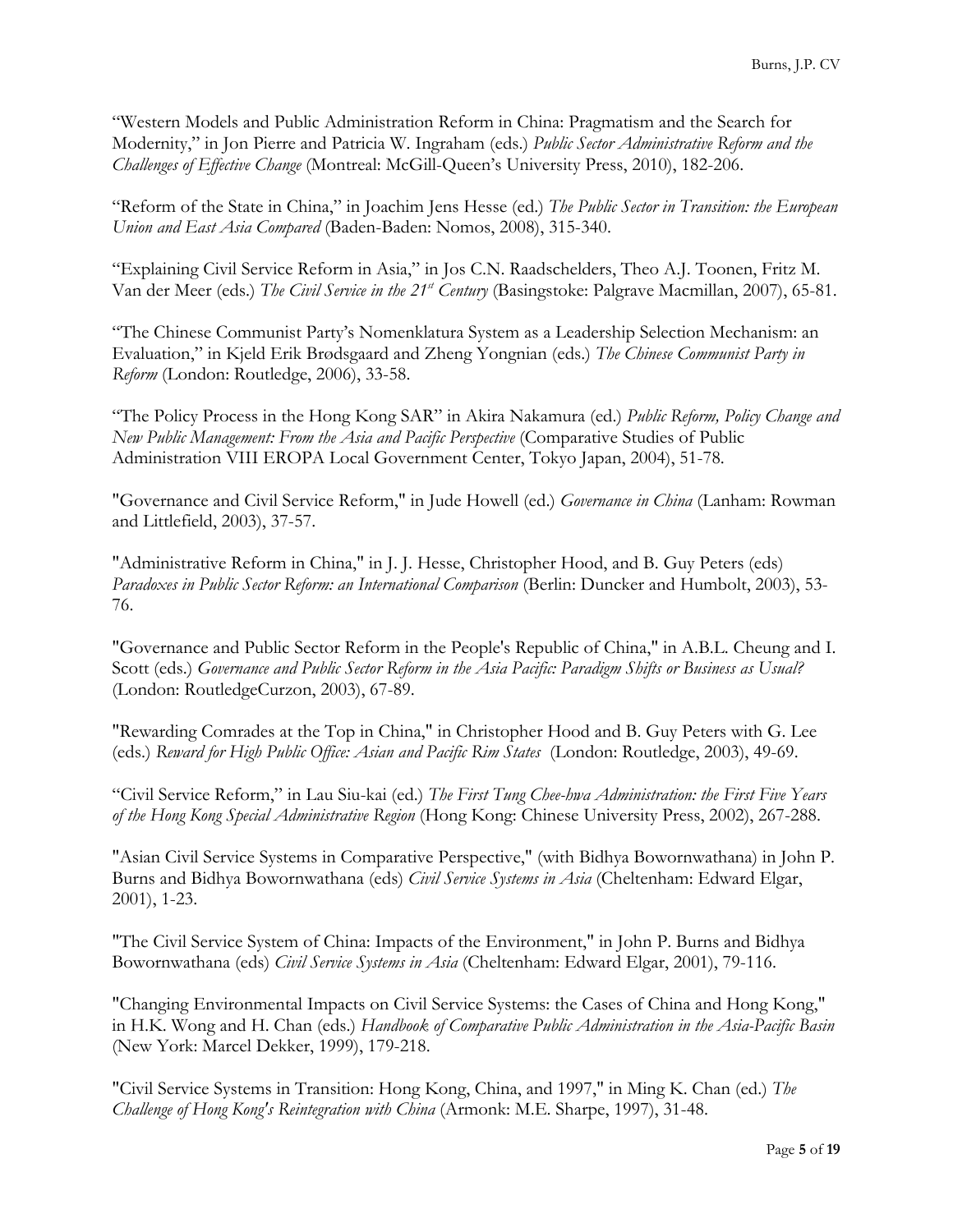“Western Models and Public Administration Reform in China: Pragmatism and the Search for Modernity,” in Jon Pierre and Patricia W. Ingraham (eds.) *Public Sector Administrative Reform and the Challenges of Effective Change* (Montreal: McGill-Queen’s University Press, 2010), 182-206.

“Reform of the State in China,” in Joachim Jens Hesse (ed.) *The Public Sector in Transition: the European Union and East Asia Compared* (Baden-Baden: Nomos, 2008), 315-340.

“Explaining Civil Service Reform in Asia,” in Jos C.N. Raadschelders, Theo A.J. Toonen, Fritz M. Van der Meer (eds.) *The Civil Service in the 21st Century* (Basingstoke: Palgrave Macmillan, 2007), 65-81.

“The Chinese Communist Party’s Nomenklatura System as a Leadership Selection Mechanism: an Evaluation,” in Kjeld Erik Brødsgaard and Zheng Yongnian (eds.) *The Chinese Communist Party in Reform* (London: Routledge, 2006), 33-58.

“The Policy Process in the Hong Kong SAR” in Akira Nakamura (ed.) *Public Reform, Policy Change and New Public Management: From the Asia and Pacific Perspective* (Comparative Studies of Public Administration VIII EROPA Local Government Center, Tokyo Japan, 2004), 51-78.

"Governance and Civil Service Reform," in Jude Howell (ed.) *Governance in China* (Lanham: Rowman and Littlefield, 2003), 37-57.

"Administrative Reform in China," in J. J. Hesse, Christopher Hood, and B. Guy Peters (eds) *Paradoxes in Public Sector Reform: an International Comparison* (Berlin: Duncker and Humbolt, 2003), 53-76.

"Governance and Public Sector Reform in the People's Republic of China," in A.B.L. Cheung and I. Scott (eds.) *Governance and Public Sector Reform in the Asia Pacific: Paradigm Shifts or Business as Usual?* (London: RoutledgeCurzon, 2003), 67-89.

"Rewarding Comrades at the Top in China," in Christopher Hood and B. Guy Peters with G. Lee (eds.) *Reward for High Public Office: Asian and Pacific Rim States* (London: Routledge, 2003), 49-69.

“Civil Service Reform,” in Lau Siu-kai (ed.) *The First Tung Chee-hwa Administration: the First Five Years of the Hong Kong Special Administrative Region* (Hong Kong: Chinese University Press, 2002), 267-288.

"Asian Civil Service Systems in Comparative Perspective," (with Bidhya Bowornwathana) in John P. Burns and Bidhya Bowornwathana (eds) *Civil Service Systems in Asia* (Cheltenham: Edward Elgar, 2001), 1-23.

"The Civil Service System of China: Impacts of the Environment," in John P. Burns and Bidhya Bowornwathana (eds) *Civil Service Systems in Asia* (Cheltenham: Edward Elgar, 2001), 79-116.

"Changing Environmental Impacts on Civil Service Systems: the Cases of China and Hong Kong," in H.K. Wong and H. Chan (eds.) *Handbook of Comparative Public Administration in the Asia-Pacific Basin* (New York: Marcel Dekker, 1999), 179-218.

"Civil Service Systems in Transition: Hong Kong, China, and 1997," in Ming K. Chan (ed.) *The Challenge of Hong Kong's Reintegration with China* (Armonk: M.E. Sharpe, 1997), 31-48.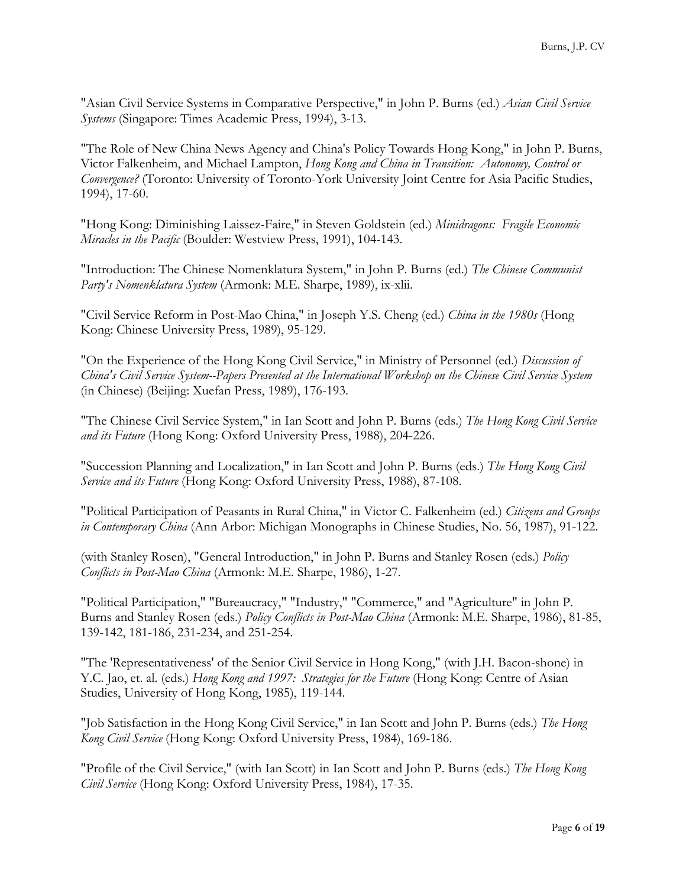"Asian Civil Service Systems in Comparative Perspective," in John P. Burns (ed.) *Asian Civil Service Systems* (Singapore: Times Academic Press, 1994), 3-13.

"The Role of New China News Agency and China's Policy Towards Hong Kong," in John P. Burns, Victor Falkenheim, and Michael Lampton, *Hong Kong and China in Transition: Autonomy, Control or Convergence?* (Toronto: University of Toronto-York University Joint Centre for Asia Pacific Studies, 1994), 17-60.

"Hong Kong: Diminishing Laissez-Faire," in Steven Goldstein (ed.) *Minidragons: Fragile Economic Miracles in the Pacific* (Boulder: Westview Press, 1991), 104-143.

"Introduction: The Chinese Nomenklatura System," in John P. Burns (ed.) *The Chinese Communist Party's Nomenklatura System* (Armonk: M.E. Sharpe, 1989), ix-xlii.

"Civil Service Reform in Post-Mao China," in Joseph Y.S. Cheng (ed.) *China in the 1980s* (Hong Kong: Chinese University Press, 1989), 95-129.

"On the Experience of the Hong Kong Civil Service," in Ministry of Personnel (ed.) *Discussion of China's Civil Service System--Papers Presented at the International Workshop on the Chinese Civil Service System* (in Chinese) (Beijing: Xuefan Press, 1989), 176-193.

"The Chinese Civil Service System," in Ian Scott and John P. Burns (eds.) *The Hong Kong Civil Service and its Future* (Hong Kong: Oxford University Press, 1988), 204-226.

"Succession Planning and Localization," in Ian Scott and John P. Burns (eds.) *The Hong Kong Civil Service and its Future* (Hong Kong: Oxford University Press, 1988), 87-108.

"Political Participation of Peasants in Rural China," in Victor C. Falkenheim (ed.) *Citizens and Groups in Contemporary China* (Ann Arbor: Michigan Monographs in Chinese Studies, No. 56, 1987), 91-122.

(with Stanley Rosen), "General Introduction," in John P. Burns and Stanley Rosen (eds.) *Policy Conflicts in Post-Mao China* (Armonk: M.E. Sharpe, 1986), 1-27.

"Political Participation," "Bureaucracy," "Industry," "Commerce," and "Agriculture" in John P. Burns and Stanley Rosen (eds.) *Policy Conflicts in Post-Mao China* (Armonk: M.E. Sharpe, 1986), 81-85, 139-142, 181-186, 231-234, and 251-254.

"The 'Representativeness' of the Senior Civil Service in Hong Kong," (with J.H. Bacon-shone) in Y.C. Jao, et. al. (eds.) *Hong Kong and 1997: Strategies for the Future* (Hong Kong: Centre of Asian Studies, University of Hong Kong, 1985), 119-144.

"Job Satisfaction in the Hong Kong Civil Service," in Ian Scott and John P. Burns (eds.) *The Hong Kong Civil Service* (Hong Kong: Oxford University Press, 1984), 169-186.

"Profile of the Civil Service," (with Ian Scott) in Ian Scott and John P. Burns (eds.) *The Hong Kong Civil Service* (Hong Kong: Oxford University Press, 1984), 17-35.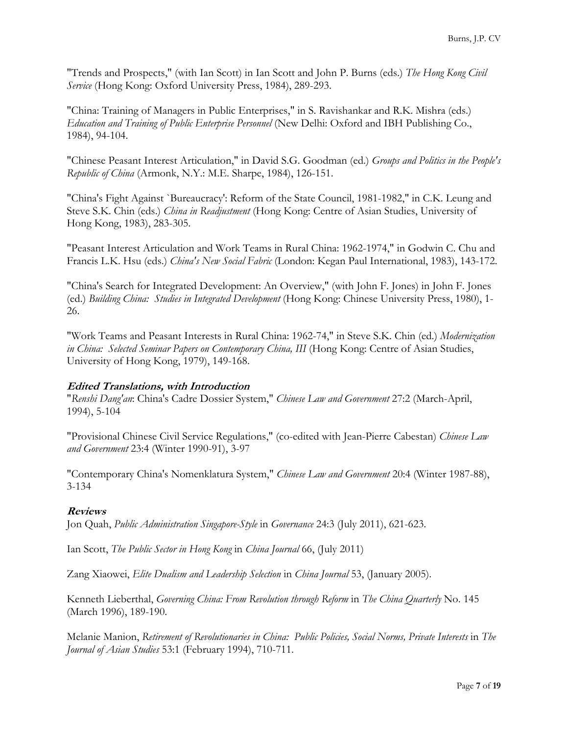"Trends and Prospects," (with Ian Scott) in Ian Scott and John P. Burns (eds.) *The Hong Kong Civil Service* (Hong Kong: Oxford University Press, 1984), 289-293.

"China: Training of Managers in Public Enterprises," in S. Ravishankar and R.K. Mishra (eds.) *Education and Training of Public Enterprise Personnel* (New Delhi: Oxford and IBH Publishing Co., 1984), 94-104.

"Chinese Peasant Interest Articulation," in David S.G. Goodman (ed.) *Groups and Politics in the People's Republic of China* (Armonk, N.Y.: M.E. Sharpe, 1984), 126-151.

"China's Fight Against `Bureaucracy': Reform of the State Council, 1981-1982," in C.K. Leung and Steve S.K. Chin (eds.) *China in Readjustment* (Hong Kong: Centre of Asian Studies, University of Hong Kong, 1983), 283-305.

"Peasant Interest Articulation and Work Teams in Rural China: 1962-1974," in Godwin C. Chu and Francis L.K. Hsu (eds.) *China's New Social Fabric* (London: Kegan Paul International, 1983), 143-172.

"China's Search for Integrated Development: An Overview," (with John F. Jones) in John F. Jones (ed.) *Building China: Studies in Integrated Development* (Hong Kong: Chinese University Press, 1980), 1-26.

"Work Teams and Peasant Interests in Rural China: 1962-74," in Steve S.K. Chin (ed.) *Modernization in China: Selected Seminar Papers on Contemporary China, III* (Hong Kong: Centre of Asian Studies, University of Hong Kong, 1979), 149-168.

### Edited Translations, with Introduction

"*Renshi Dang'an*: China's Cadre Dossier System," *Chinese Law and Government* 27:2 (March-April, 1994), 5-104

"Provisional Chinese Civil Service Regulations," (co-edited with Jean-Pierre Cabestan) *Chinese Law and Government* 23:4 (Winter 1990-91), 3-97

"Contemporary China's Nomenklatura System," *Chinese Law and Government* 20:4 (Winter 1987-88), 3-134

### Reviews

Jon Quah, *Public Administration Singapore-Style* in *Governance* 24:3 (July 2011), 621-623.

Ian Scott, *The Public Sector in Hong Kong* in *China Journal* 66, (July 2011)

Zang Xiaowei, *Elite Dualism and Leadership Selection* in *China Journal* 53, (January 2005).

Kenneth Lieberthal, *Governing China: From Revolution through Reform* in *The China Quarterly* No. 145 (March 1996), 189-190.

Melanie Manion, *Retirement of Revolutionaries in China: Public Policies, Social Norms, Private Interests* in *The Journal of Asian Studies* 53:1 (February 1994), 710-711.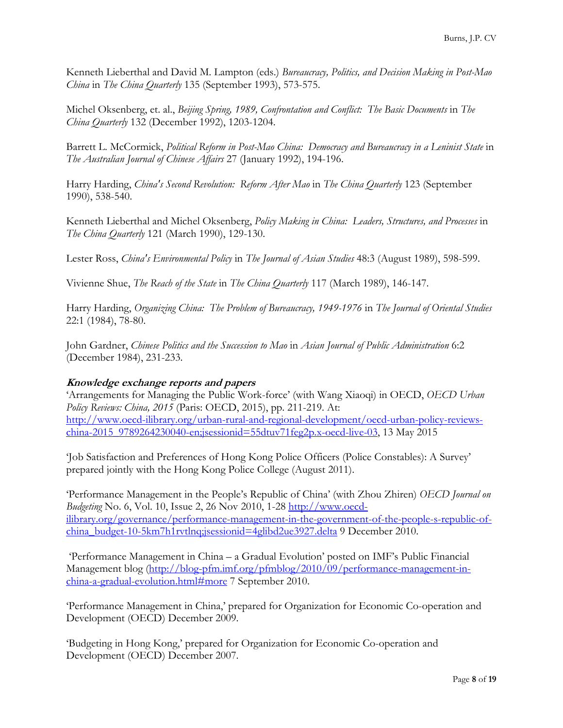Kenneth Lieberthal and David M. Lampton (eds.) *Bureaucracy, Politics, and Decision Making in Post-Mao China* in *The China Quarterly* 135 (September 1993), 573-575.

Michel Oksenberg, et. al., *Beijing Spring, 1989, Confrontation and Conflict: The Basic Documents* in *The China Quarterly* 132 (December 1992), 1203-1204.

Barrett L. McCormick, *Political Reform in Post-Mao China: Democracy and Bureaucracy in a Leninist State* in *The Australian Journal of Chinese Affairs* 27 (January 1992), 194-196.

Harry Harding, *China's Second Revolution: Reform After Mao* in *The China Quarterly* 123 (September 1990), 538-540.

Kenneth Lieberthal and Michel Oksenberg, *Policy Making in China: Leaders, Structures, and Processes* in *The China Quarterly* 121 (March 1990), 129-130.

Lester Ross, *China's Environmental Policy* in *The Journal of Asian Studies* 48:3 (August 1989), 598-599.

Vivienne Shue, *The Reach of the State* in *The China Quarterly* 117 (March 1989), 146-147.

Harry Harding, *Organizing China: The Problem of Bureaucracy, 1949-1976* in *The Journal of Oriental Studies* 22:1 (1984), 78-80.

John Gardner, *Chinese Politics and the Succession to Mao* in *Asian Journal of Public Administration* 6:2 (December 1984), 231-233.

### ***Knowledge exchange reports and papers***

'Arrangements for Managing the Public Work-force' (with Wang Xiaoqi) in OECD, *OECD Urban Policy Reviews: China, 2015* (Paris: OECD, 2015), pp. 211-219. At: http://www.oecd-ilibrary.org/urban-rural-and-regional-development/oecd-urban-policy-reviews-china-2015_9789264230040-en;jsessionid=55dtuv71feg2p.x-oecd-live-03, 13 May 2015

'Job Satisfaction and Preferences of Hong Kong Police Officers (Police Constables): A Survey' prepared jointly with the Hong Kong Police College (August 2011).

'Performance Management in the People's Republic of China' (with Zhou Zhiren) *OECD Journal on Budgeting* No. 6, Vol. 10, Issue 2, 26 Nov 2010, 1-28 http://www.oecd-ilibrary.org/governance/performance-management-in-the-government-of-the-people-s-republic-of-china_budget-10-5km7h1rvtlnq;jsessionid=4glibd2ue3927.delta 9 December 2010.

'Performance Management in China – a Gradual Evolution' posted on IMF's Public Financial Management blog (http://blog-pfm.imf.org/pfmblog/2010/09/performance-management-in-china-a-gradual-evolution.html#more 7 September 2010.

'Performance Management in China,' prepared for Organization for Economic Co-operation and Development (OECD) December 2009.

'Budgeting in Hong Kong,' prepared for Organization for Economic Co-operation and Development (OECD) December 2007.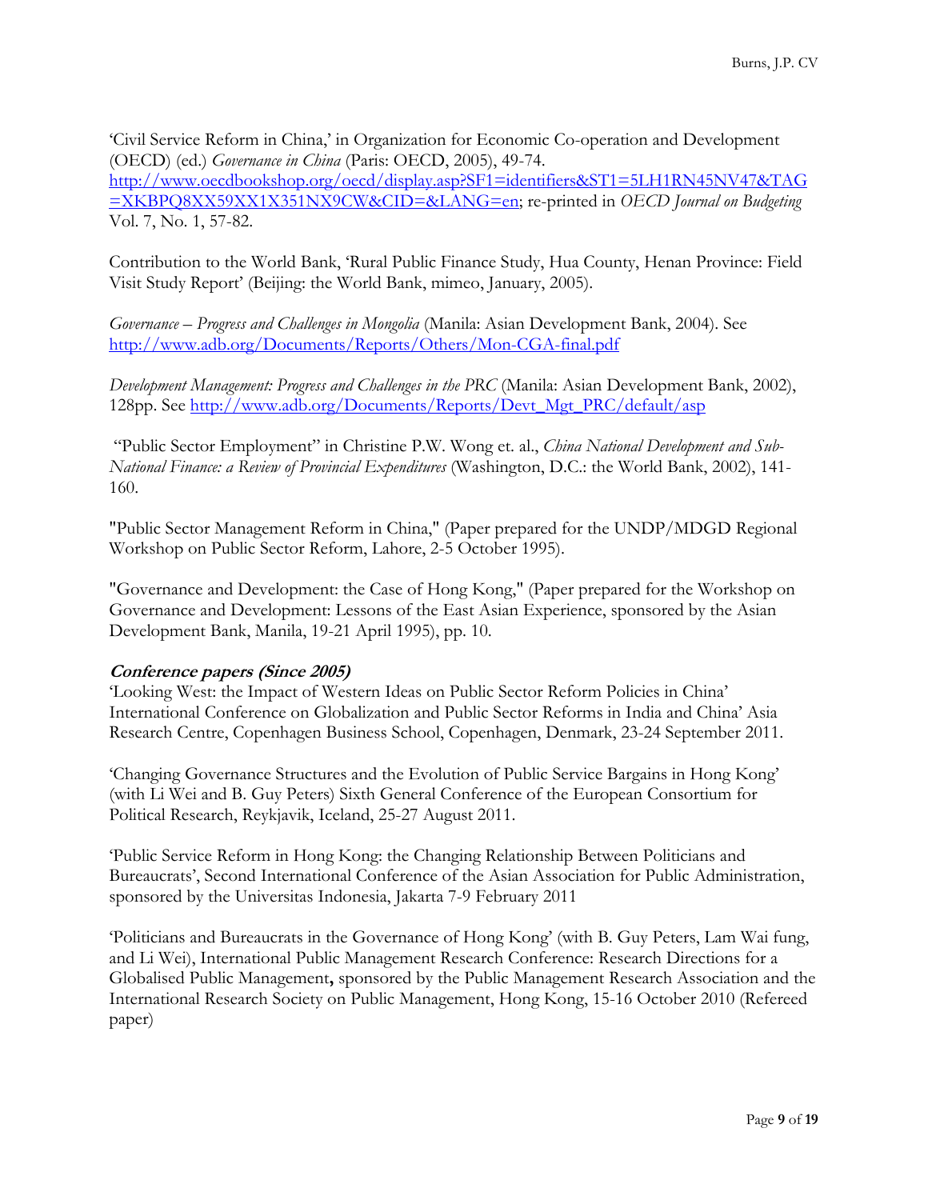'Civil Service Reform in China,' in Organization for Economic Co-operation and Development (OECD) (ed.) *Governance in China* (Paris: OECD, 2005), 49-74. http://www.oecdbookshop.org/oecd/display.asp?SF1=identifiers&ST1=5LH1RN45NV47&TAG=XKBPQ8XX59XX1X351NX9CW&CID=&LANG=en; re-printed in *OECD Journal on Budgeting* Vol. 7, No. 1, 57-82.

Contribution to the World Bank, 'Rural Public Finance Study, Hua County, Henan Province: Field Visit Study Report' (Beijing: the World Bank, mimeo, January, 2005).

*Governance – Progress and Challenges in Mongolia* (Manila: Asian Development Bank, 2004). See http://www.adb.org/Documents/Reports/Others/Mon-CGA-final.pdf

*Development Management: Progress and Challenges in the PRC* (Manila: Asian Development Bank, 2002), 128pp. See http://www.adb.org/Documents/Reports/Devt_Mgt_PRC/default/asp

"Public Sector Employment" in Christine P.W. Wong et. al., *China National Development and Sub-National Finance: a Review of Provincial Expenditures* (Washington, D.C.: the World Bank, 2002), 141-160.

"Public Sector Management Reform in China," (Paper prepared for the UNDP/MDGD Regional Workshop on Public Sector Reform, Lahore, 2-5 October 1995).

"Governance and Development: the Case of Hong Kong," (Paper prepared for the Workshop on Governance and Development: Lessons of the East Asian Experience, sponsored by the Asian Development Bank, Manila, 19-21 April 1995), pp. 10.

***Conference papers (Since 2005)***

'Looking West: the Impact of Western Ideas on Public Sector Reform Policies in China' International Conference on Globalization and Public Sector Reforms in India and China' Asia Research Centre, Copenhagen Business School, Copenhagen, Denmark, 23-24 September 2011.

'Changing Governance Structures and the Evolution of Public Service Bargains in Hong Kong' (with Li Wei and B. Guy Peters) Sixth General Conference of the European Consortium for Political Research, Reykjavik, Iceland, 25-27 August 2011.

'Public Service Reform in Hong Kong: the Changing Relationship Between Politicians and Bureaucrats', Second International Conference of the Asian Association for Public Administration, sponsored by the Universitas Indonesia, Jakarta 7-9 February 2011

'Politicians and Bureaucrats in the Governance of Hong Kong' (with B. Guy Peters, Lam Wai fung, and Li Wei), International Public Management Research Conference: Research Directions for a Globalised Public Management**,** sponsored by the Public Management Research Association and the International Research Society on Public Management, Hong Kong, 15-16 October 2010 (Refereed paper)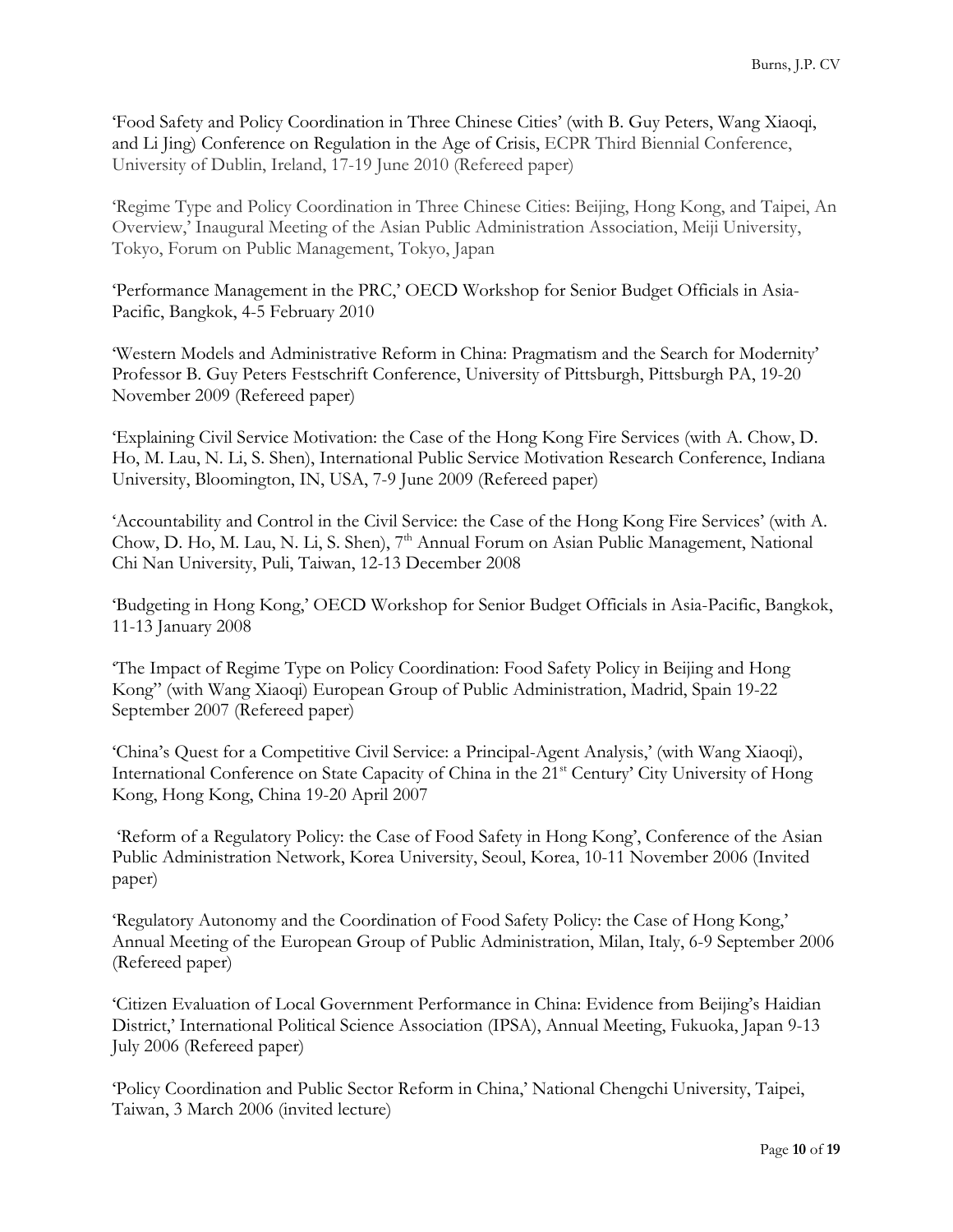'Food Safety and Policy Coordination in Three Chinese Cities' (with B. Guy Peters, Wang Xiaoqi, and Li Jing) Conference on Regulation in the Age of Crisis, ECPR Third Biennial Conference, University of Dublin, Ireland, 17-19 June 2010 (Refereed paper)

'Regime Type and Policy Coordination in Three Chinese Cities: Beijing, Hong Kong, and Taipei, An Overview,' Inaugural Meeting of the Asian Public Administration Association, Meiji University, Tokyo, Forum on Public Management, Tokyo, Japan

'Performance Management in the PRC,' OECD Workshop for Senior Budget Officials in Asia-Pacific, Bangkok, 4-5 February 2010

'Western Models and Administrative Reform in China: Pragmatism and the Search for Modernity' Professor B. Guy Peters Festschrift Conference, University of Pittsburgh, Pittsburgh PA, 19-20 November 2009 (Refereed paper)

'Explaining Civil Service Motivation: the Case of the Hong Kong Fire Services (with A. Chow, D. Ho, M. Lau, N. Li, S. Shen), International Public Service Motivation Research Conference, Indiana University, Bloomington, IN, USA, 7-9 June 2009 (Refereed paper)

'Accountability and Control in the Civil Service: the Case of the Hong Kong Fire Services' (with A. Chow, D. Ho, M. Lau, N. Li, S. Shen), 7th Annual Forum on Asian Public Management, National Chi Nan University, Puli, Taiwan, 12-13 December 2008

'Budgeting in Hong Kong,' OECD Workshop for Senior Budget Officials in Asia-Pacific, Bangkok, 11-13 January 2008

'The Impact of Regime Type on Policy Coordination: Food Safety Policy in Beijing and Hong Kong" (with Wang Xiaoqi) European Group of Public Administration, Madrid, Spain 19-22 September 2007 (Refereed paper)

'China's Quest for a Competitive Civil Service: a Principal-Agent Analysis,' (with Wang Xiaoqi), International Conference on State Capacity of China in the 21st Century' City University of Hong Kong, Hong Kong, China 19-20 April 2007

'Reform of a Regulatory Policy: the Case of Food Safety in Hong Kong', Conference of the Asian Public Administration Network, Korea University, Seoul, Korea, 10-11 November 2006 (Invited paper)

'Regulatory Autonomy and the Coordination of Food Safety Policy: the Case of Hong Kong,' Annual Meeting of the European Group of Public Administration, Milan, Italy, 6-9 September 2006 (Refereed paper)

'Citizen Evaluation of Local Government Performance in China: Evidence from Beijing's Haidian District,' International Political Science Association (IPSA), Annual Meeting, Fukuoka, Japan 9-13 July 2006 (Refereed paper)

'Policy Coordination and Public Sector Reform in China,' National Chengchi University, Taipei, Taiwan, 3 March 2006 (invited lecture)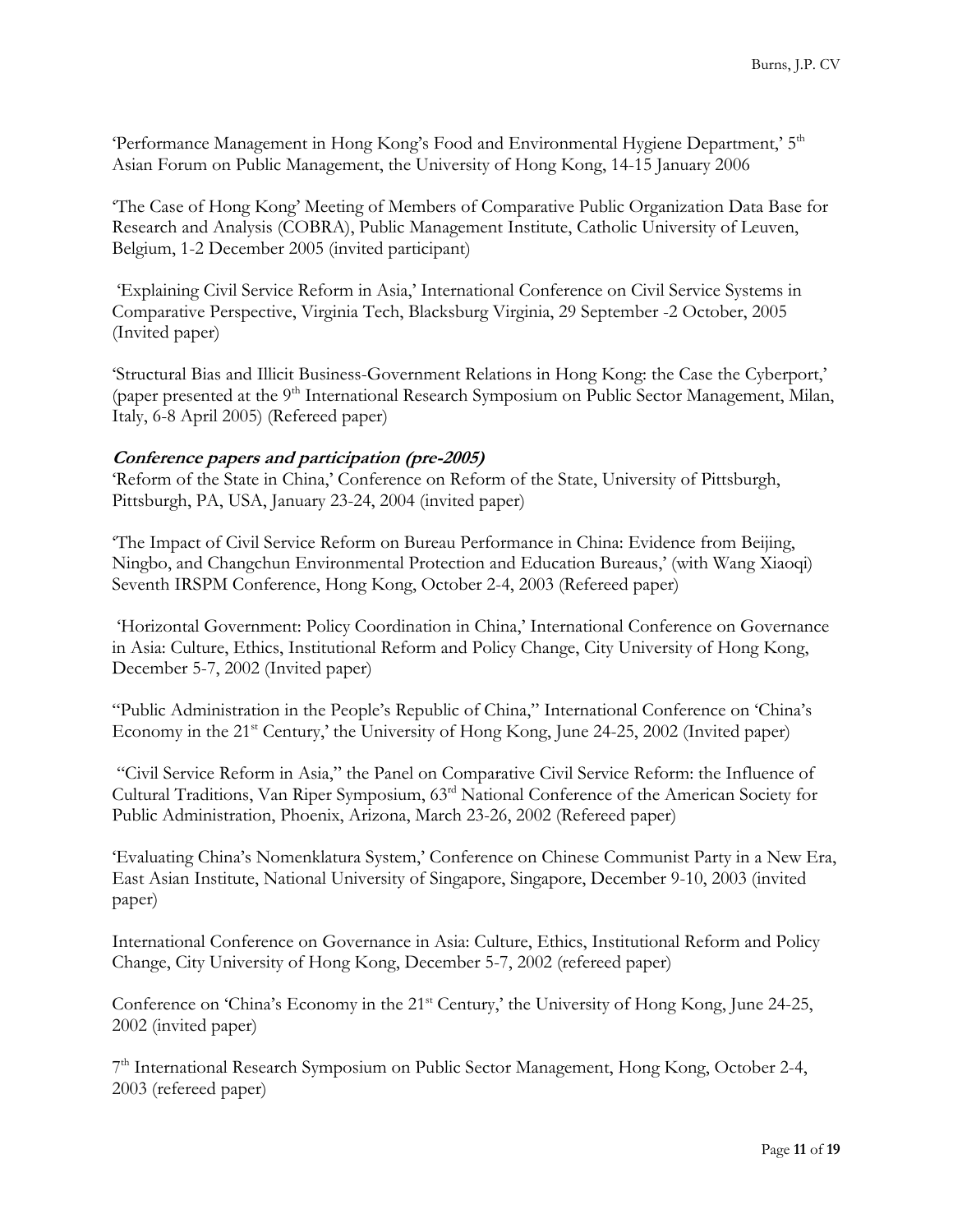'Performance Management in Hong Kong's Food and Environmental Hygiene Department,' 5th Asian Forum on Public Management, the University of Hong Kong, 14-15 January 2006

'The Case of Hong Kong' Meeting of Members of Comparative Public Organization Data Base for Research and Analysis (COBRA), Public Management Institute, Catholic University of Leuven, Belgium, 1-2 December 2005 (invited participant)

'Explaining Civil Service Reform in Asia,' International Conference on Civil Service Systems in Comparative Perspective, Virginia Tech, Blacksburg Virginia, 29 September -2 October, 2005 (Invited paper)

'Structural Bias and Illicit Business-Government Relations in Hong Kong: the Case the Cyberport,' (paper presented at the 9th International Research Symposium on Public Sector Management, Milan, Italy, 6-8 April 2005) (Refereed paper)

### *Conference papers and participation (pre-2005)*

'Reform of the State in China,' Conference on Reform of the State, University of Pittsburgh, Pittsburgh, PA, USA, January 23-24, 2004 (invited paper)

'The Impact of Civil Service Reform on Bureau Performance in China: Evidence from Beijing, Ningbo, and Changchun Environmental Protection and Education Bureaus,' (with Wang Xiaoqi) Seventh IRSPM Conference, Hong Kong, October 2-4, 2003 (Refereed paper)

'Horizontal Government: Policy Coordination in China,' International Conference on Governance in Asia: Culture, Ethics, Institutional Reform and Policy Change, City University of Hong Kong, December 5-7, 2002 (Invited paper)

"Public Administration in the People's Republic of China," International Conference on 'China's Economy in the 21st Century,' the University of Hong Kong, June 24-25, 2002 (Invited paper)

"Civil Service Reform in Asia," the Panel on Comparative Civil Service Reform: the Influence of Cultural Traditions, Van Riper Symposium, 63rd National Conference of the American Society for Public Administration, Phoenix, Arizona, March 23-26, 2002 (Refereed paper)

'Evaluating China's Nomenklatura System,' Conference on Chinese Communist Party in a New Era, East Asian Institute, National University of Singapore, Singapore, December 9-10, 2003 (invited paper)

International Conference on Governance in Asia: Culture, Ethics, Institutional Reform and Policy Change, City University of Hong Kong, December 5-7, 2002 (refereed paper)

Conference on 'China's Economy in the 21st Century,' the University of Hong Kong, June 24-25, 2002 (invited paper)

7th International Research Symposium on Public Sector Management, Hong Kong, October 2-4, 2003 (refereed paper)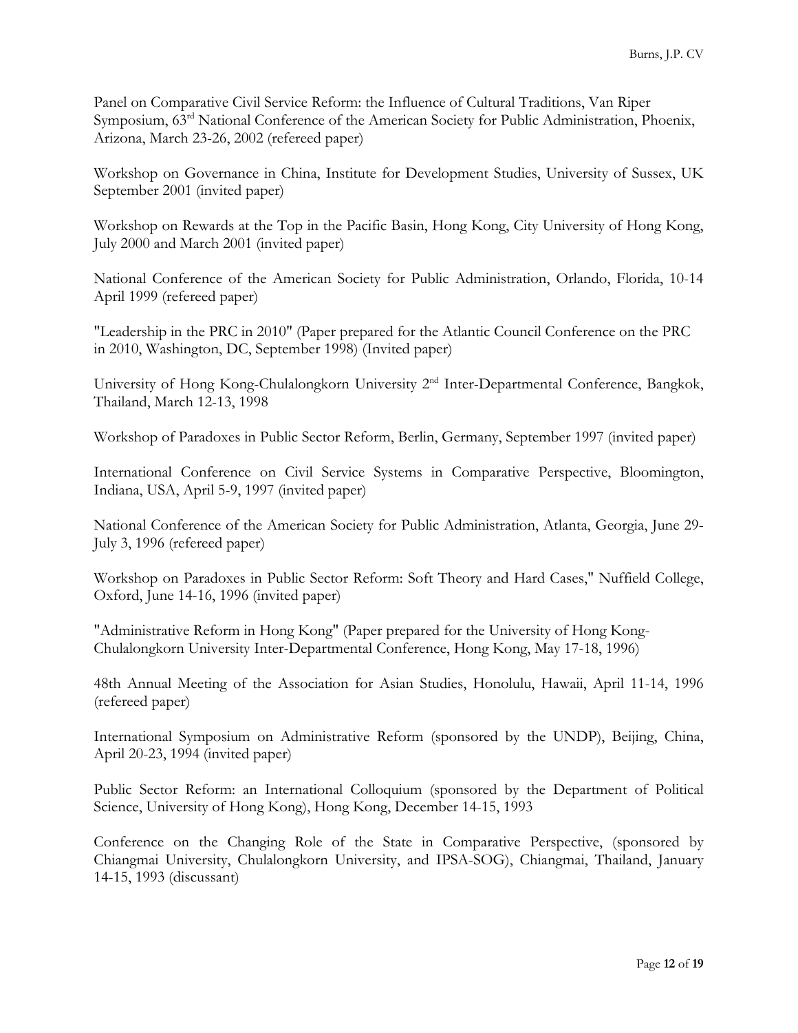Panel on Comparative Civil Service Reform: the Influence of Cultural Traditions, Van Riper Symposium, 63rd National Conference of the American Society for Public Administration, Phoenix, Arizona, March 23-26, 2002 (refereed paper)

Workshop on Governance in China, Institute for Development Studies, University of Sussex, UK September 2001 (invited paper)

Workshop on Rewards at the Top in the Pacific Basin, Hong Kong, City University of Hong Kong, July 2000 and March 2001 (invited paper)

National Conference of the American Society for Public Administration, Orlando, Florida, 10-14 April 1999 (refereed paper)

"Leadership in the PRC in 2010" (Paper prepared for the Atlantic Council Conference on the PRC in 2010, Washington, DC, September 1998) (Invited paper)

University of Hong Kong-Chulalongkorn University 2nd Inter-Departmental Conference, Bangkok, Thailand, March 12-13, 1998

Workshop of Paradoxes in Public Sector Reform, Berlin, Germany, September 1997 (invited paper)

International Conference on Civil Service Systems in Comparative Perspective, Bloomington, Indiana, USA, April 5-9, 1997 (invited paper)

National Conference of the American Society for Public Administration, Atlanta, Georgia, June 29-July 3, 1996 (refereed paper)

Workshop on Paradoxes in Public Sector Reform: Soft Theory and Hard Cases," Nuffield College, Oxford, June 14-16, 1996 (invited paper)

"Administrative Reform in Hong Kong" (Paper prepared for the University of Hong Kong-Chulalongkorn University Inter-Departmental Conference, Hong Kong, May 17-18, 1996)

48th Annual Meeting of the Association for Asian Studies, Honolulu, Hawaii, April 11-14, 1996 (refereed paper)

International Symposium on Administrative Reform (sponsored by the UNDP), Beijing, China, April 20-23, 1994 (invited paper)

Public Sector Reform: an International Colloquium (sponsored by the Department of Political Science, University of Hong Kong), Hong Kong, December 14-15, 1993

Conference on the Changing Role of the State in Comparative Perspective, (sponsored by Chiangmai University, Chulalongkorn University, and IPSA-SOG), Chiangmai, Thailand, January 14-15, 1993 (discussant)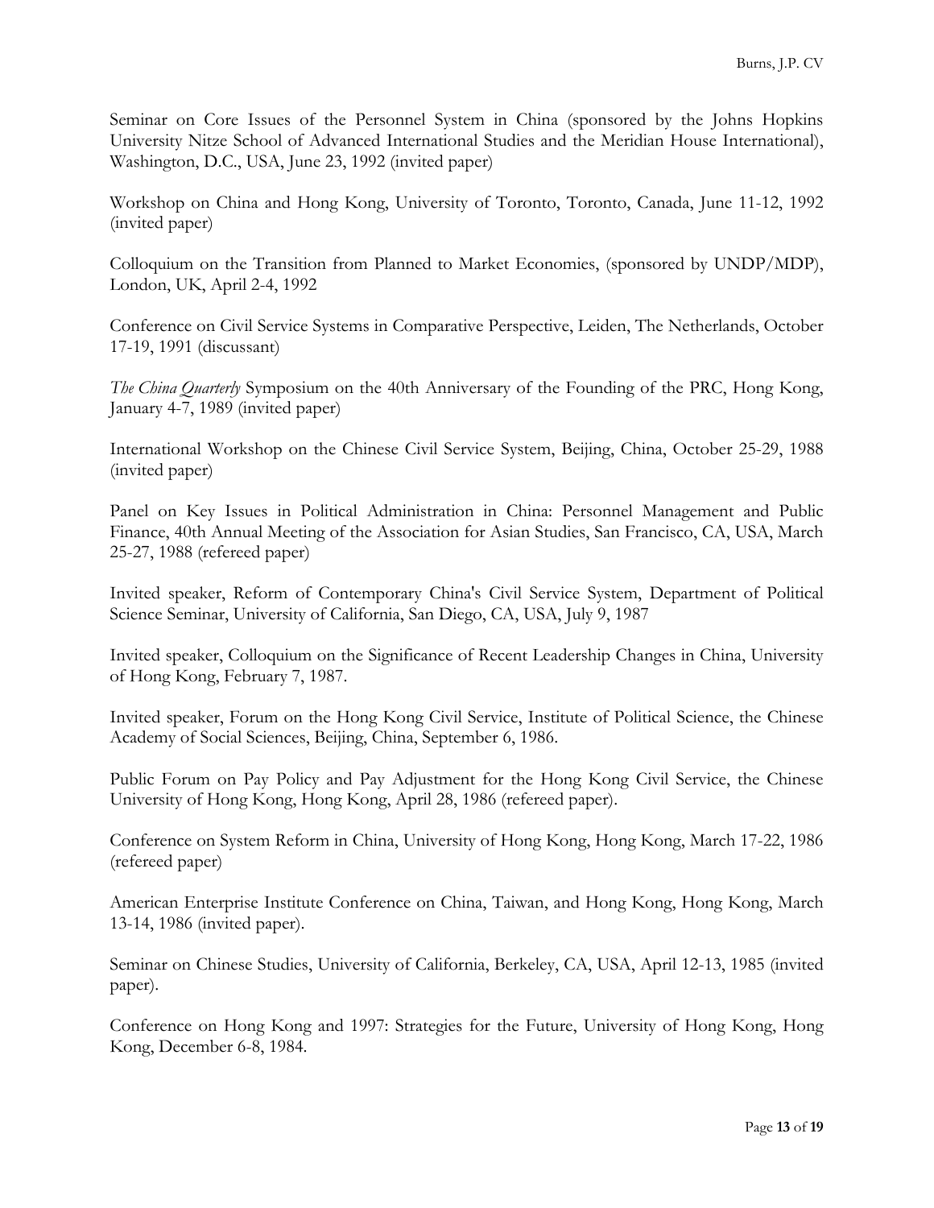Seminar on Core Issues of the Personnel System in China (sponsored by the Johns Hopkins University Nitze School of Advanced International Studies and the Meridian House International), Washington, D.C., USA, June 23, 1992 (invited paper)

Workshop on China and Hong Kong, University of Toronto, Toronto, Canada, June 11-12, 1992 (invited paper)

Colloquium on the Transition from Planned to Market Economies, (sponsored by UNDP/MDP), London, UK, April 2-4, 1992

Conference on Civil Service Systems in Comparative Perspective, Leiden, The Netherlands, October 17-19, 1991 (discussant)

*The China Quarterly* Symposium on the 40th Anniversary of the Founding of the PRC, Hong Kong, January 4-7, 1989 (invited paper)

International Workshop on the Chinese Civil Service System, Beijing, China, October 25-29, 1988 (invited paper)

Panel on Key Issues in Political Administration in China: Personnel Management and Public Finance, 40th Annual Meeting of the Association for Asian Studies, San Francisco, CA, USA, March 25-27, 1988 (refereed paper)

Invited speaker, Reform of Contemporary China's Civil Service System, Department of Political Science Seminar, University of California, San Diego, CA, USA, July 9, 1987

Invited speaker, Colloquium on the Significance of Recent Leadership Changes in China, University of Hong Kong, February 7, 1987.

Invited speaker, Forum on the Hong Kong Civil Service, Institute of Political Science, the Chinese Academy of Social Sciences, Beijing, China, September 6, 1986.

Public Forum on Pay Policy and Pay Adjustment for the Hong Kong Civil Service, the Chinese University of Hong Kong, Hong Kong, April 28, 1986 (refereed paper).

Conference on System Reform in China, University of Hong Kong, Hong Kong, March 17-22, 1986 (refereed paper)

American Enterprise Institute Conference on China, Taiwan, and Hong Kong, Hong Kong, March 13-14, 1986 (invited paper).

Seminar on Chinese Studies, University of California, Berkeley, CA, USA, April 12-13, 1985 (invited paper).

Conference on Hong Kong and 1997: Strategies for the Future, University of Hong Kong, Hong Kong, December 6-8, 1984.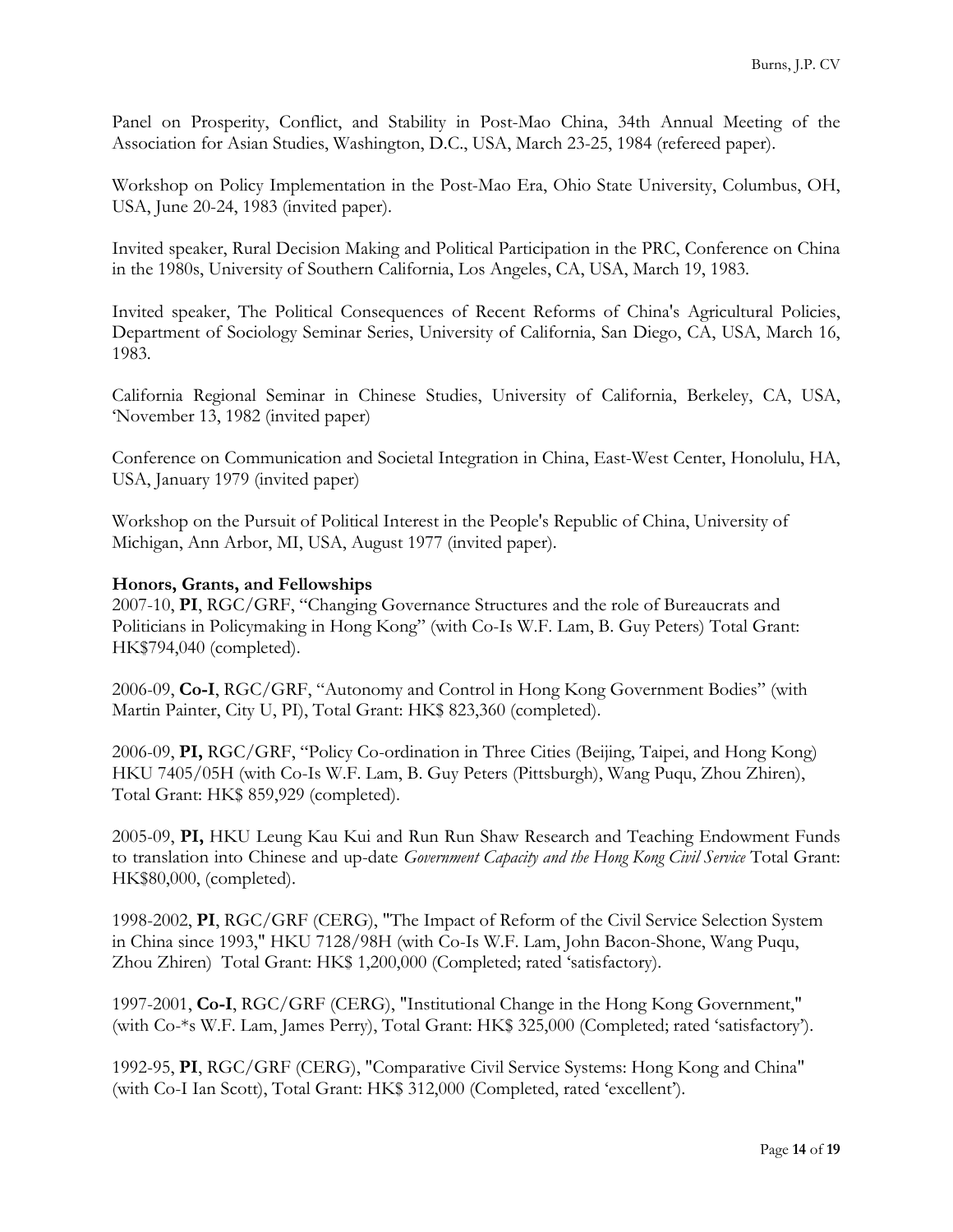Panel on Prosperity, Conflict, and Stability in Post-Mao China, 34th Annual Meeting of the Association for Asian Studies, Washington, D.C., USA, March 23-25, 1984 (refereed paper).

Workshop on Policy Implementation in the Post-Mao Era, Ohio State University, Columbus, OH, USA, June 20-24, 1983 (invited paper).

Invited speaker, Rural Decision Making and Political Participation in the PRC, Conference on China in the 1980s, University of Southern California, Los Angeles, CA, USA, March 19, 1983.

Invited speaker, The Political Consequences of Recent Reforms of China's Agricultural Policies, Department of Sociology Seminar Series, University of California, San Diego, CA, USA, March 16, 1983.

California Regional Seminar in Chinese Studies, University of California, Berkeley, CA, USA, 'November 13, 1982 (invited paper)

Conference on Communication and Societal Integration in China, East-West Center, Honolulu, HA, USA, January 1979 (invited paper)

Workshop on the Pursuit of Political Interest in the People's Republic of China, University of Michigan, Ann Arbor, MI, USA, August 1977 (invited paper).

**Honors, Grants, and Fellowships**

2007-10, **PI**, RGC/GRF, "Changing Governance Structures and the role of Bureaucrats and Politicians in Policymaking in Hong Kong" (with Co-Is W.F. Lam, B. Guy Peters) Total Grant: HK$794,040 (completed).

2006-09, **Co-I**, RGC/GRF, "Autonomy and Control in Hong Kong Government Bodies" (with Martin Painter, City U, PI), Total Grant: HK$ 823,360 (completed).

2006-09, **PI,** RGC/GRF, "Policy Co-ordination in Three Cities (Beijing, Taipei, and Hong Kong) HKU 7405/05H (with Co-Is W.F. Lam, B. Guy Peters (Pittsburgh), Wang Puqu, Zhou Zhiren), Total Grant: HK$ 859,929 (completed).

2005-09, **PI,** HKU Leung Kau Kui and Run Run Shaw Research and Teaching Endowment Funds to translation into Chinese and up-date *Government Capacity and the Hong Kong Civil Service* Total Grant: HK$80,000, (completed).

1998-2002, **PI**, RGC/GRF (CERG), "The Impact of Reform of the Civil Service Selection System in China since 1993," HKU 7128/98H (with Co-Is W.F. Lam, John Bacon-Shone, Wang Puqu, Zhou Zhiren) Total Grant: HK$ 1,200,000 (Completed; rated 'satisfactory).

1997-2001, **Co-I**, RGC/GRF (CERG), "Institutional Change in the Hong Kong Government," (with Co-*s W.F. Lam, James Perry), Total Grant: HK$ 325,000 (Completed; rated 'satisfactory').

1992-95, **PI**, RGC/GRF (CERG), "Comparative Civil Service Systems: Hong Kong and China" (with Co-I Ian Scott), Total Grant: HK$ 312,000 (Completed, rated 'excellent').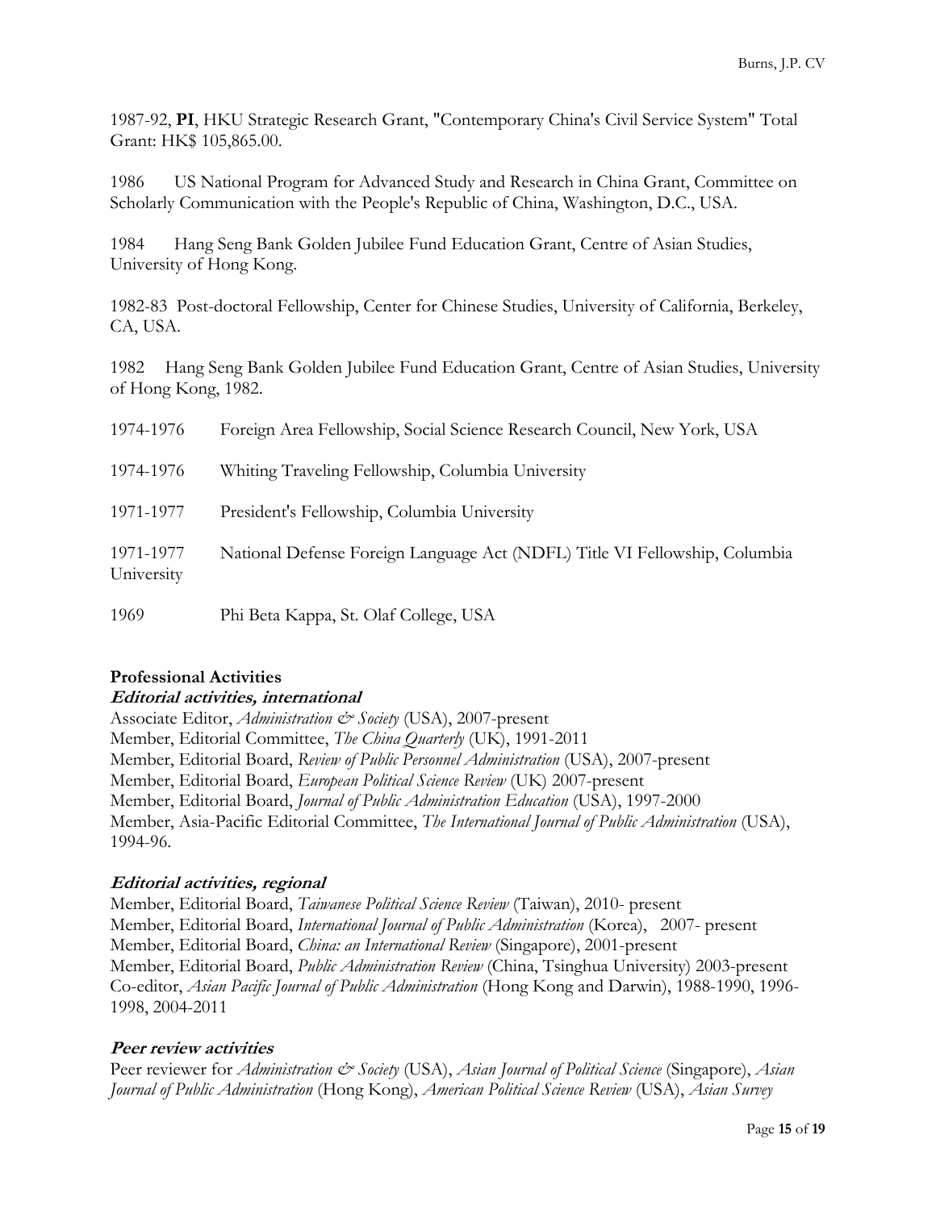1987-92, **PI**, HKU Strategic Research Grant, "Contemporary China's Civil Service System" Total Grant: HK$ 105,865.00.

1986 US National Program for Advanced Study and Research in China Grant, Committee on Scholarly Communication with the People's Republic of China, Washington, D.C., USA.

1984 Hang Seng Bank Golden Jubilee Fund Education Grant, Centre of Asian Studies, University of Hong Kong.

1982-83 Post-doctoral Fellowship, Center for Chinese Studies, University of California, Berkeley, CA, USA.

1982 Hang Seng Bank Golden Jubilee Fund Education Grant, Centre of Asian Studies, University of Hong Kong, 1982.

1974-1976 Foreign Area Fellowship, Social Science Research Council, New York, USA

1974-1976 Whiting Traveling Fellowship, Columbia University

1971-1977 President's Fellowship, Columbia University

1971-1977 National Defense Foreign Language Act (NDFL) Title VI Fellowship, Columbia University

1969 Phi Beta Kappa, St. Olaf College, USA

## Professional Activities

### *Editorial activities, international*

Associate Editor, *Administration & Society* (USA), 2007-present
Member, Editorial Committee, *The China Quarterly* (UK), 1991-2011
Member, Editorial Board, *Review of Public Personnel Administration* (USA), 2007-present
Member, Editorial Board, *European Political Science Review* (UK) 2007-present
Member, Editorial Board, *Journal of Public Administration Education* (USA), 1997-2000
Member, Asia-Pacific Editorial Committee, *The International Journal of Public Administration* (USA), 1994-96.

### *Editorial activities, regional*

Member, Editorial Board, *Taiwanese Political Science Review* (Taiwan), 2010- present
Member, Editorial Board, *International Journal of Public Administration* (Korea), 2007- present
Member, Editorial Board, *China: an International Review* (Singapore), 2001-present
Member, Editorial Board, *Public Administration Review* (China, Tsinghua University) 2003-present
Co-editor, *Asian Pacific Journal of Public Administration* (Hong Kong and Darwin), 1988-1990, 1996-1998, 2004-2011

### *Peer review activities*

Peer reviewer for *Administration & Society* (USA), *Asian Journal of Political Science* (Singapore), *Asian Journal of Public Administration* (Hong Kong), *American Political Science Review* (USA), *Asian Survey*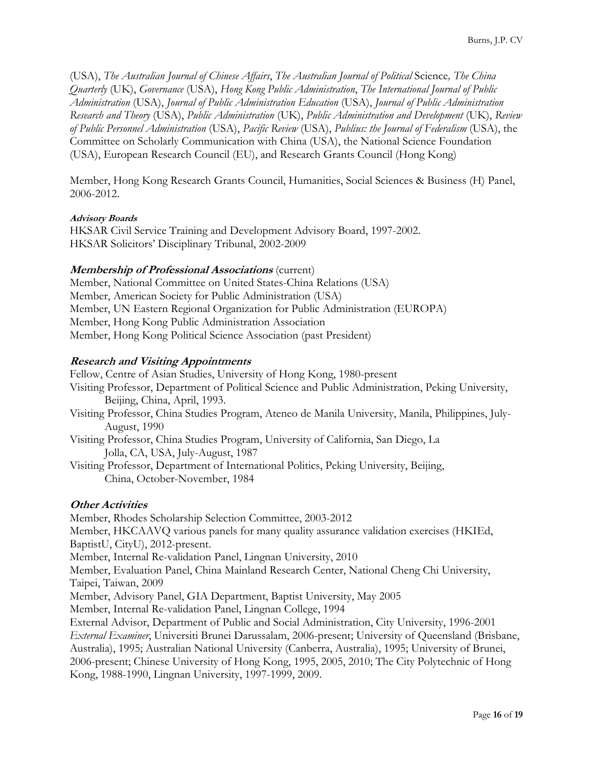(USA), *The Australian Journal of Chinese Affairs*, *The Australian Journal of Political* Science*, The China Quarterly* (UK), *Governance* (USA), *Hong Kong Public Administration*, *The International Journal of Public Administration* (USA), *Journal of Public Administration Education* (USA), *Journal of Public Administration Research and Theory* (USA), *Public Administration* (UK), *Public Administration and Development* (UK), *Review of Public Personnel Administration* (USA), *Pacific Review* (USA), *Publius: the Journal of Federalism* (USA), the Committee on Scholarly Communication with China (USA), the National Science Foundation (USA), European Research Council (EU), and Research Grants Council (Hong Kong)

Member, Hong Kong Research Grants Council, Humanities, Social Sciences & Business (H) Panel, 2006-2012.

#### ***Advisory Boards***

HKSAR Civil Service Training and Development Advisory Board, 1997-2002.
HKSAR Solicitors' Disciplinary Tribunal, 2002-2009

### ***Membership of Professional Associations*** (current)

Member, National Committee on United States-China Relations (USA)
Member, American Society for Public Administration (USA)
Member, UN Eastern Regional Organization for Public Administration (EUROPA)
Member, Hong Kong Public Administration Association
Member, Hong Kong Political Science Association (past President)

### ***Research and Visiting Appointments***

Fellow, Centre of Asian Studies, University of Hong Kong, 1980-present
Visiting Professor, Department of Political Science and Public Administration, Peking University, Beijing, China, April, 1993.
Visiting Professor, China Studies Program, Ateneo de Manila University, Manila, Philippines, July-August, 1990
Visiting Professor, China Studies Program, University of California, San Diego, La Jolla, CA, USA, July-August, 1987
Visiting Professor, Department of International Politics, Peking University, Beijing, China, October-November, 1984

### ***Other Activities***

Member, Rhodes Scholarship Selection Committee, 2003-2012
Member, HKCAAVQ various panels for many quality assurance validation exercises (HKIEd, BaptistU, CityU), 2012-present.
Member, Internal Re-validation Panel, Lingnan University, 2010
Member, Evaluation Panel, China Mainland Research Center, National Cheng Chi University, Taipei, Taiwan, 2009
Member, Advisory Panel, GIA Department, Baptist University, May 2005
Member, Internal Re-validation Panel, Lingnan College, 1994
External Advisor, Department of Public and Social Administration, City University, 1996-2001
*External Examiner*, Universiti Brunei Darussalam, 2006-present; University of Queensland (Brisbane, Australia), 1995; Australian National University (Canberra, Australia), 1995; University of Brunei, 2006-present; Chinese University of Hong Kong, 1995, 2005, 2010; The City Polytechnic of Hong Kong, 1988-1990, Lingnan University, 1997-1999, 2009.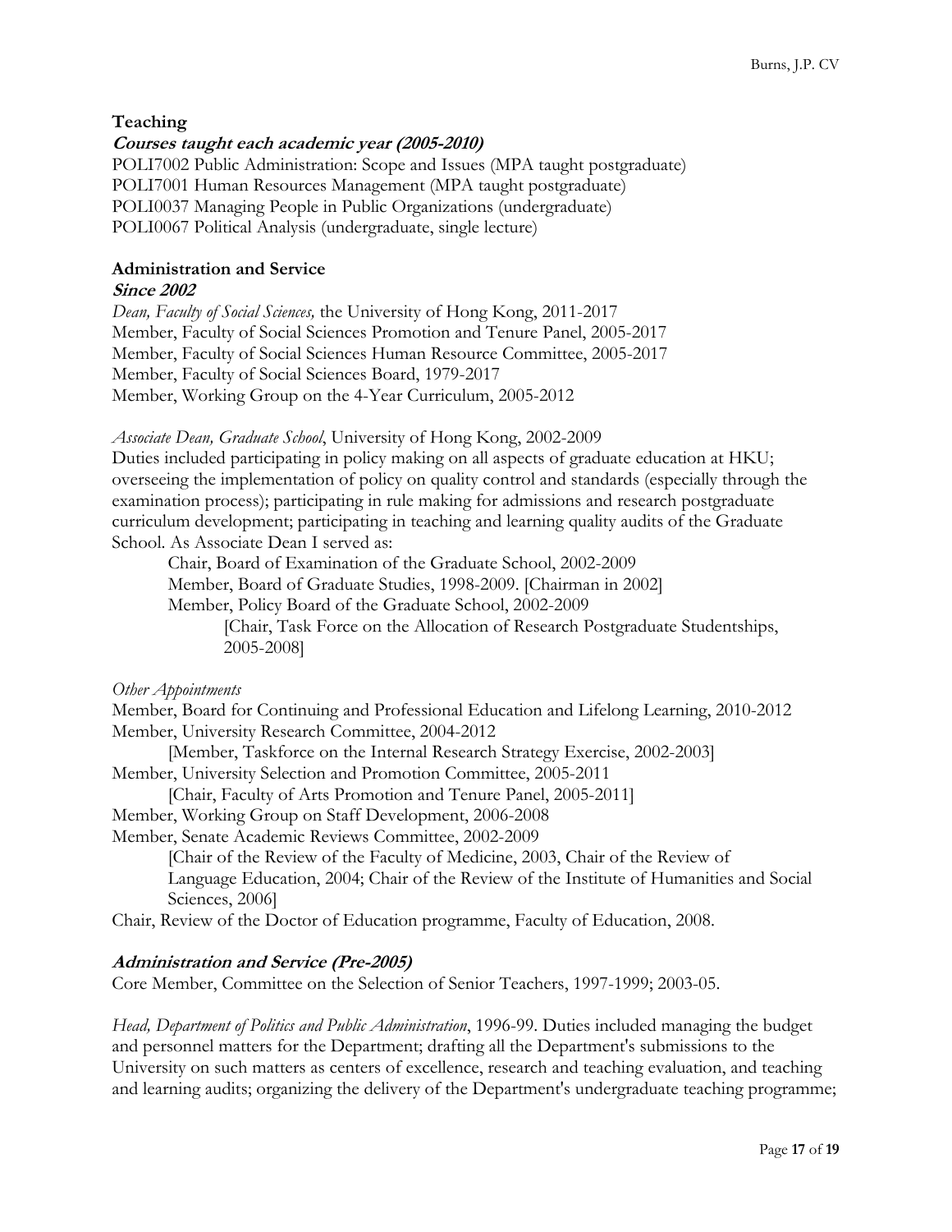**Teaching**

***Courses taught each academic year (2005-2010)***

POLI7002 Public Administration: Scope and Issues (MPA taught postgraduate)
POLI7001 Human Resources Management (MPA taught postgraduate)
POLI0037 Managing People in Public Organizations (undergraduate)
POLI0067 Political Analysis (undergraduate, single lecture)

**Administration and Service**

***Since 2002***

*Dean, Faculty of Social Sciences,* the University of Hong Kong, 2011-2017
Member, Faculty of Social Sciences Promotion and Tenure Panel, 2005-2017
Member, Faculty of Social Sciences Human Resource Committee, 2005-2017
Member, Faculty of Social Sciences Board, 1979-2017
Member, Working Group on the 4-Year Curriculum, 2005-2012

*Associate Dean, Graduate School*, University of Hong Kong, 2002-2009
Duties included participating in policy making on all aspects of graduate education at HKU; overseeing the implementation of policy on quality control and standards (especially through the examination process); participating in rule making for admissions and research postgraduate curriculum development; participating in teaching and learning quality audits of the Graduate School. As Associate Dean I served as:

> Chair, Board of Examination of the Graduate School, 2002-2009
> Member, Board of Graduate Studies, 1998-2009. [Chairman in 2002]
> Member, Policy Board of the Graduate School, 2002-2009
>> [Chair, Task Force on the Allocation of Research Postgraduate Studentships, 2005-2008]

*Other Appointments*

Member, Board for Continuing and Professional Education and Lifelong Learning, 2010-2012
Member, University Research Committee, 2004-2012
> [Member, Taskforce on the Internal Research Strategy Exercise, 2002-2003]

Member, University Selection and Promotion Committee, 2005-2011
> [Chair, Faculty of Arts Promotion and Tenure Panel, 2005-2011]

Member, Working Group on Staff Development, 2006-2008
Member, Senate Academic Reviews Committee, 2002-2009
> [Chair of the Review of the Faculty of Medicine, 2003, Chair of the Review of Language Education, 2004; Chair of the Review of the Institute of Humanities and Social Sciences, 2006]

Chair, Review of the Doctor of Education programme, Faculty of Education, 2008.

***Administration and Service (Pre-2005)***

Core Member, Committee on the Selection of Senior Teachers, 1997-1999; 2003-05.

*Head, Department of Politics and Public Administration*, 1996-99. Duties included managing the budget and personnel matters for the Department; drafting all the Department's submissions to the University on such matters as centers of excellence, research and teaching evaluation, and teaching and learning audits; organizing the delivery of the Department's undergraduate teaching programme;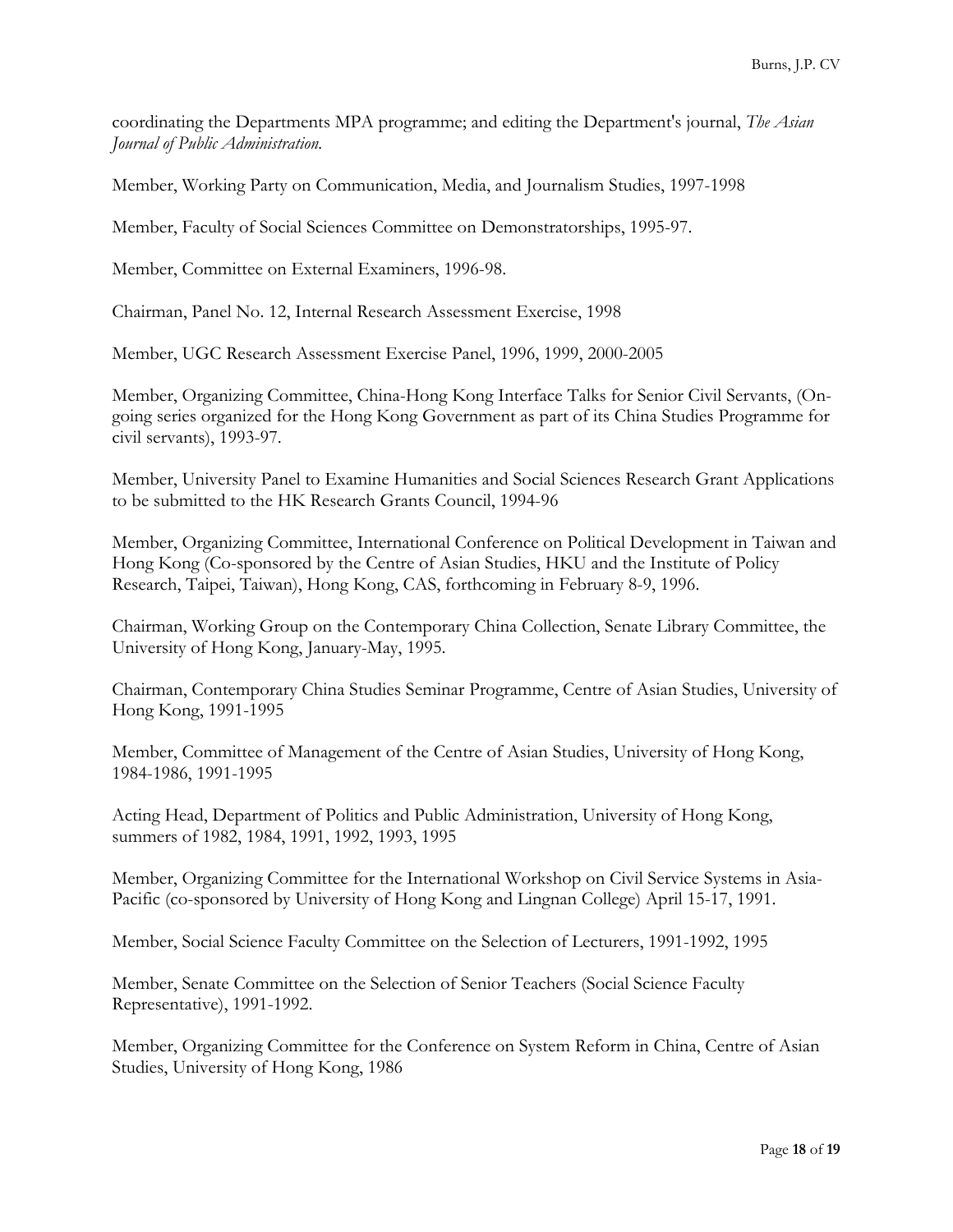coordinating the Departments MPA programme; and editing the Department's journal, *The Asian Journal of Public Administration.*

Member, Working Party on Communication, Media, and Journalism Studies, 1997-1998

Member, Faculty of Social Sciences Committee on Demonstratorships, 1995-97.

Member, Committee on External Examiners, 1996-98.

Chairman, Panel No. 12, Internal Research Assessment Exercise, 1998

Member, UGC Research Assessment Exercise Panel, 1996, 1999, 2000-2005

Member, Organizing Committee, China-Hong Kong Interface Talks for Senior Civil Servants, (On-going series organized for the Hong Kong Government as part of its China Studies Programme for civil servants), 1993-97.

Member, University Panel to Examine Humanities and Social Sciences Research Grant Applications to be submitted to the HK Research Grants Council, 1994-96

Member, Organizing Committee, International Conference on Political Development in Taiwan and Hong Kong (Co-sponsored by the Centre of Asian Studies, HKU and the Institute of Policy Research, Taipei, Taiwan), Hong Kong, CAS, forthcoming in February 8-9, 1996.

Chairman, Working Group on the Contemporary China Collection, Senate Library Committee, the University of Hong Kong, January-May, 1995.

Chairman, Contemporary China Studies Seminar Programme, Centre of Asian Studies, University of Hong Kong, 1991-1995

Member, Committee of Management of the Centre of Asian Studies, University of Hong Kong, 1984-1986, 1991-1995

Acting Head, Department of Politics and Public Administration, University of Hong Kong, summers of 1982, 1984, 1991, 1992, 1993, 1995

Member, Organizing Committee for the International Workshop on Civil Service Systems in Asia-Pacific (co-sponsored by University of Hong Kong and Lingnan College) April 15-17, 1991.

Member, Social Science Faculty Committee on the Selection of Lecturers, 1991-1992, 1995

Member, Senate Committee on the Selection of Senior Teachers (Social Science Faculty Representative), 1991-1992.

Member, Organizing Committee for the Conference on System Reform in China, Centre of Asian Studies, University of Hong Kong, 1986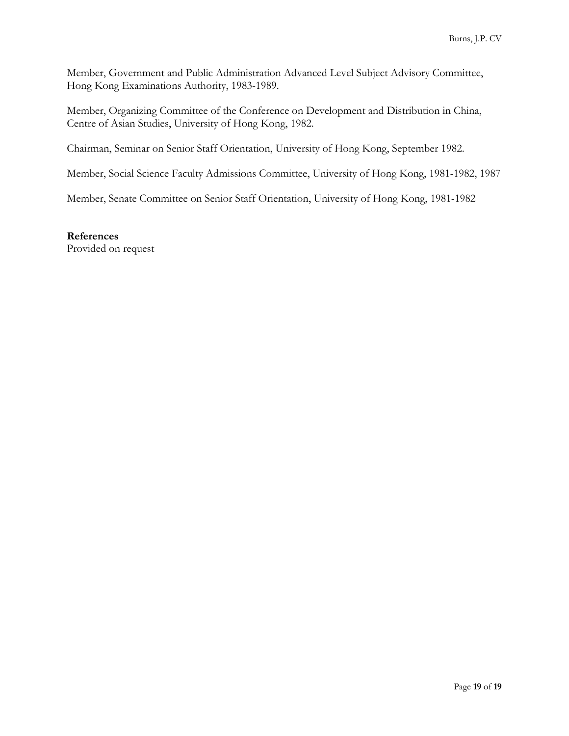Member, Government and Public Administration Advanced Level Subject Advisory Committee, Hong Kong Examinations Authority, 1983-1989.

Member, Organizing Committee of the Conference on Development and Distribution in China, Centre of Asian Studies, University of Hong Kong, 1982.

Chairman, Seminar on Senior Staff Orientation, University of Hong Kong, September 1982.

Member, Social Science Faculty Admissions Committee, University of Hong Kong, 1981-1982, 1987

Member, Senate Committee on Senior Staff Orientation, University of Hong Kong, 1981-1982

**References**
Provided on request